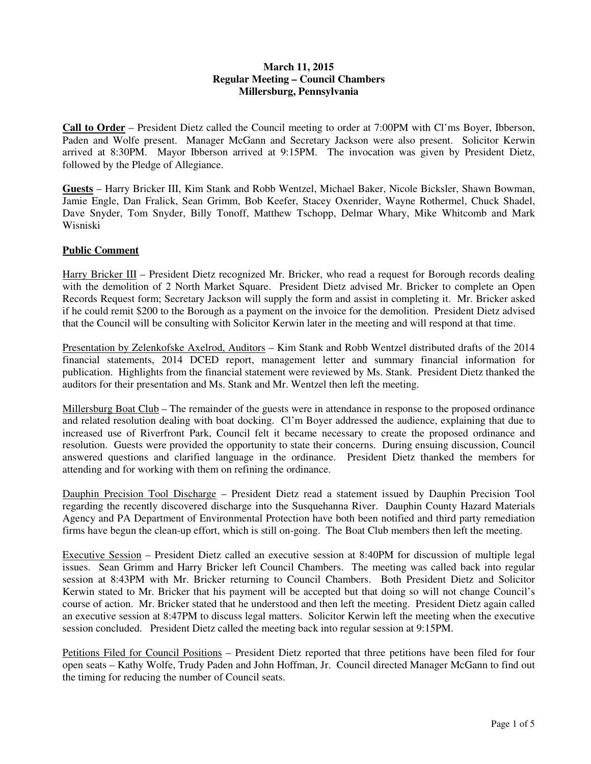**March 11, 2015**
**Regular Meeting – Council Chambers**
**Millersburg, Pennsylvania**

**Call to Order** – President Dietz called the Council meeting to order at 7:00PM with Cl'ms Boyer, Ibberson, Paden and Wolfe present. Manager McGann and Secretary Jackson were also present. Solicitor Kerwin arrived at 8:30PM. Mayor Ibberson arrived at 9:15PM. The invocation was given by President Dietz, followed by the Pledge of Allegiance.

**Guests** – Harry Bricker III, Kim Stank and Robb Wentzel, Michael Baker, Nicole Bicksler, Shawn Bowman, Jamie Engle, Dan Fralick, Sean Grimm, Bob Keefer, Stacey Oxenrider, Wayne Rothermel, Chuck Shadel, Dave Snyder, Tom Snyder, Billy Tonoff, Matthew Tschopp, Delmar Whary, Mike Whitcomb and Mark Wisniski

**Public Comment**

Harry Bricker III – President Dietz recognized Mr. Bricker, who read a request for Borough records dealing with the demolition of 2 North Market Square. President Dietz advised Mr. Bricker to complete an Open Records Request form; Secretary Jackson will supply the form and assist in completing it. Mr. Bricker asked if he could remit $200 to the Borough as a payment on the invoice for the demolition. President Dietz advised that the Council will be consulting with Solicitor Kerwin later in the meeting and will respond at that time.

Presentation by Zelenkofske Axelrod, Auditors – Kim Stank and Robb Wentzel distributed drafts of the 2014 financial statements, 2014 DCED report, management letter and summary financial information for publication. Highlights from the financial statement were reviewed by Ms. Stank. President Dietz thanked the auditors for their presentation and Ms. Stank and Mr. Wentzel then left the meeting.

Millersburg Boat Club – The remainder of the guests were in attendance in response to the proposed ordinance and related resolution dealing with boat docking. Cl'm Boyer addressed the audience, explaining that due to increased use of Riverfront Park, Council felt it became necessary to create the proposed ordinance and resolution. Guests were provided the opportunity to state their concerns. During ensuing discussion, Council answered questions and clarified language in the ordinance. President Dietz thanked the members for attending and for working with them on refining the ordinance.

Dauphin Precision Tool Discharge – President Dietz read a statement issued by Dauphin Precision Tool regarding the recently discovered discharge into the Susquehanna River. Dauphin County Hazard Materials Agency and PA Department of Environmental Protection have both been notified and third party remediation firms have begun the clean-up effort, which is still on-going. The Boat Club members then left the meeting.

Executive Session – President Dietz called an executive session at 8:40PM for discussion of multiple legal issues. Sean Grimm and Harry Bricker left Council Chambers. The meeting was called back into regular session at 8:43PM with Mr. Bricker returning to Council Chambers. Both President Dietz and Solicitor Kerwin stated to Mr. Bricker that his payment will be accepted but that doing so will not change Council's course of action. Mr. Bricker stated that he understood and then left the meeting. President Dietz again called an executive session at 8:47PM to discuss legal matters. Solicitor Kerwin left the meeting when the executive session concluded. President Dietz called the meeting back into regular session at 9:15PM.

Petitions Filed for Council Positions – President Dietz reported that three petitions have been filed for four open seats – Kathy Wolfe, Trudy Paden and John Hoffman, Jr. Council directed Manager McGann to find out the timing for reducing the number of Council seats.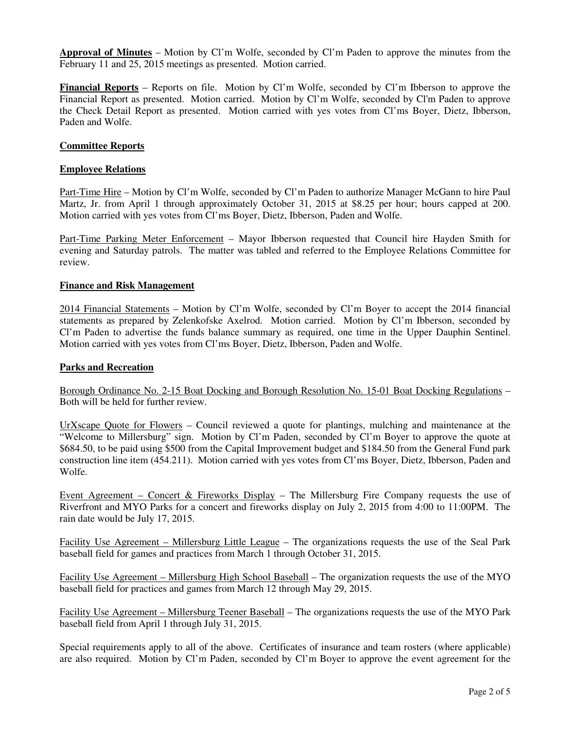**Approval of Minutes** – Motion by Cl'm Wolfe, seconded by Cl'm Paden to approve the minutes from the February 11 and 25, 2015 meetings as presented. Motion carried.

**Financial Reports** – Reports on file. Motion by Cl'm Wolfe, seconded by Cl'm Ibberson to approve the Financial Report as presented. Motion carried. Motion by Cl'm Wolfe, seconded by Cl'm Paden to approve the Check Detail Report as presented. Motion carried with yes votes from Cl'ms Boyer, Dietz, Ibberson, Paden and Wolfe.

**Committee Reports**

**Employee Relations**

Part-Time Hire – Motion by Cl'm Wolfe, seconded by Cl'm Paden to authorize Manager McGann to hire Paul Martz, Jr. from April 1 through approximately October 31, 2015 at $8.25 per hour; hours capped at 200. Motion carried with yes votes from Cl'ms Boyer, Dietz, Ibberson, Paden and Wolfe.

Part-Time Parking Meter Enforcement – Mayor Ibberson requested that Council hire Hayden Smith for evening and Saturday patrols. The matter was tabled and referred to the Employee Relations Committee for review.

**Finance and Risk Management**

2014 Financial Statements – Motion by Cl'm Wolfe, seconded by Cl'm Boyer to accept the 2014 financial statements as prepared by Zelenkofske Axelrod. Motion carried. Motion by Cl'm Ibberson, seconded by Cl'm Paden to advertise the funds balance summary as required, one time in the Upper Dauphin Sentinel. Motion carried with yes votes from Cl'ms Boyer, Dietz, Ibberson, Paden and Wolfe.

**Parks and Recreation**

Borough Ordinance No. 2-15 Boat Docking and Borough Resolution No. 15-01 Boat Docking Regulations – Both will be held for further review.

UrXscape Quote for Flowers – Council reviewed a quote for plantings, mulching and maintenance at the "Welcome to Millersburg" sign. Motion by Cl'm Paden, seconded by Cl'm Boyer to approve the quote at $684.50, to be paid using $500 from the Capital Improvement budget and $184.50 from the General Fund park construction line item (454.211). Motion carried with yes votes from Cl'ms Boyer, Dietz, Ibberson, Paden and Wolfe.

Event Agreement – Concert & Fireworks Display – The Millersburg Fire Company requests the use of Riverfront and MYO Parks for a concert and fireworks display on July 2, 2015 from 4:00 to 11:00PM. The rain date would be July 17, 2015.

Facility Use Agreement – Millersburg Little League – The organizations requests the use of the Seal Park baseball field for games and practices from March 1 through October 31, 2015.

Facility Use Agreement – Millersburg High School Baseball – The organization requests the use of the MYO baseball field for practices and games from March 12 through May 29, 2015.

Facility Use Agreement – Millersburg Teener Baseball – The organizations requests the use of the MYO Park baseball field from April 1 through July 31, 2015.

Special requirements apply to all of the above. Certificates of insurance and team rosters (where applicable) are also required. Motion by Cl'm Paden, seconded by Cl'm Boyer to approve the event agreement for the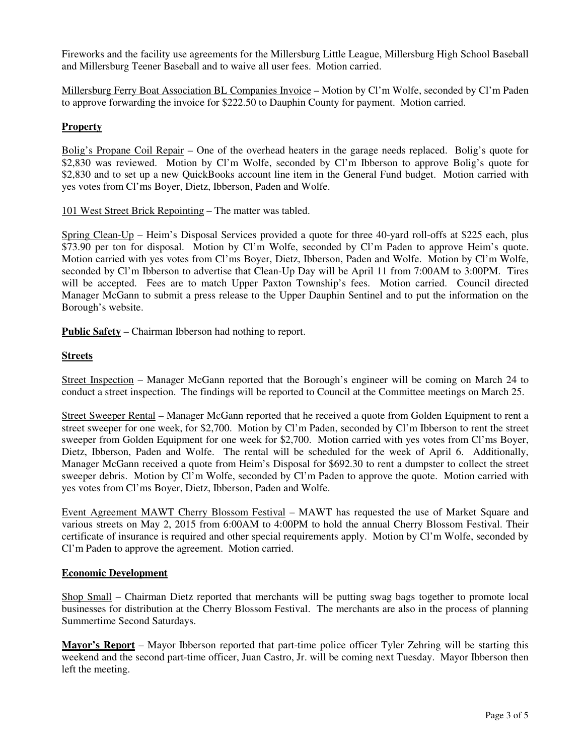Fireworks and the facility use agreements for the Millersburg Little League, Millersburg High School Baseball and Millersburg Teener Baseball and to waive all user fees. Motion carried.

Millersburg Ferry Boat Association BL Companies Invoice – Motion by Cl'm Wolfe, seconded by Cl'm Paden to approve forwarding the invoice for $222.50 to Dauphin County for payment. Motion carried.

**Property**

Bolig's Propane Coil Repair – One of the overhead heaters in the garage needs replaced. Bolig's quote for $2,830 was reviewed. Motion by Cl'm Wolfe, seconded by Cl'm Ibberson to approve Bolig's quote for $2,830 and to set up a new QuickBooks account line item in the General Fund budget. Motion carried with yes votes from Cl'ms Boyer, Dietz, Ibberson, Paden and Wolfe.

101 West Street Brick Repointing – The matter was tabled.

Spring Clean-Up – Heim's Disposal Services provided a quote for three 40-yard roll-offs at $225 each, plus $73.90 per ton for disposal. Motion by Cl'm Wolfe, seconded by Cl'm Paden to approve Heim's quote. Motion carried with yes votes from Cl'ms Boyer, Dietz, Ibberson, Paden and Wolfe. Motion by Cl'm Wolfe, seconded by Cl'm Ibberson to advertise that Clean-Up Day will be April 11 from 7:00AM to 3:00PM. Tires will be accepted. Fees are to match Upper Paxton Township's fees. Motion carried. Council directed Manager McGann to submit a press release to the Upper Dauphin Sentinel and to put the information on the Borough's website.

**Public Safety** – Chairman Ibberson had nothing to report.

**Streets**

Street Inspection – Manager McGann reported that the Borough's engineer will be coming on March 24 to conduct a street inspection. The findings will be reported to Council at the Committee meetings on March 25.

Street Sweeper Rental – Manager McGann reported that he received a quote from Golden Equipment to rent a street sweeper for one week, for $2,700. Motion by Cl'm Paden, seconded by Cl'm Ibberson to rent the street sweeper from Golden Equipment for one week for $2,700. Motion carried with yes votes from Cl'ms Boyer, Dietz, Ibberson, Paden and Wolfe. The rental will be scheduled for the week of April 6. Additionally, Manager McGann received a quote from Heim's Disposal for $692.30 to rent a dumpster to collect the street sweeper debris. Motion by Cl'm Wolfe, seconded by Cl'm Paden to approve the quote. Motion carried with yes votes from Cl'ms Boyer, Dietz, Ibberson, Paden and Wolfe.

Event Agreement MAWT Cherry Blossom Festival – MAWT has requested the use of Market Square and various streets on May 2, 2015 from 6:00AM to 4:00PM to hold the annual Cherry Blossom Festival. Their certificate of insurance is required and other special requirements apply. Motion by Cl'm Wolfe, seconded by Cl'm Paden to approve the agreement. Motion carried.

**Economic Development**

Shop Small – Chairman Dietz reported that merchants will be putting swag bags together to promote local businesses for distribution at the Cherry Blossom Festival. The merchants are also in the process of planning Summertime Second Saturdays.

**Mayor's Report** – Mayor Ibberson reported that part-time police officer Tyler Zehring will be starting this weekend and the second part-time officer, Juan Castro, Jr. will be coming next Tuesday. Mayor Ibberson then left the meeting.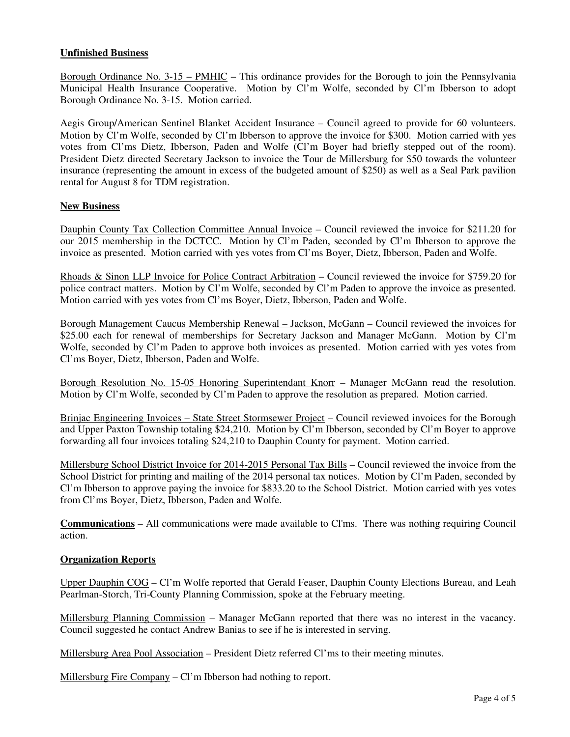**Unfinished Business**

Borough Ordinance No. 3-15 – PMHIC – This ordinance provides for the Borough to join the Pennsylvania Municipal Health Insurance Cooperative. Motion by Cl'm Wolfe, seconded by Cl'm Ibberson to adopt Borough Ordinance No. 3-15. Motion carried.

Aegis Group/American Sentinel Blanket Accident Insurance – Council agreed to provide for 60 volunteers. Motion by Cl'm Wolfe, seconded by Cl'm Ibberson to approve the invoice for $300. Motion carried with yes votes from Cl'ms Dietz, Ibberson, Paden and Wolfe (Cl'm Boyer had briefly stepped out of the room). President Dietz directed Secretary Jackson to invoice the Tour de Millersburg for $50 towards the volunteer insurance (representing the amount in excess of the budgeted amount of $250) as well as a Seal Park pavilion rental for August 8 for TDM registration.

**New Business**

Dauphin County Tax Collection Committee Annual Invoice – Council reviewed the invoice for $211.20 for our 2015 membership in the DCTCC. Motion by Cl'm Paden, seconded by Cl'm Ibberson to approve the invoice as presented. Motion carried with yes votes from Cl'ms Boyer, Dietz, Ibberson, Paden and Wolfe.

Rhoads & Sinon LLP Invoice for Police Contract Arbitration – Council reviewed the invoice for $759.20 for police contract matters. Motion by Cl'm Wolfe, seconded by Cl'm Paden to approve the invoice as presented. Motion carried with yes votes from Cl'ms Boyer, Dietz, Ibberson, Paden and Wolfe.

Borough Management Caucus Membership Renewal – Jackson, McGann – Council reviewed the invoices for $25.00 each for renewal of memberships for Secretary Jackson and Manager McGann. Motion by Cl'm Wolfe, seconded by Cl'm Paden to approve both invoices as presented. Motion carried with yes votes from Cl'ms Boyer, Dietz, Ibberson, Paden and Wolfe.

Borough Resolution No. 15-05 Honoring Superintendant Knorr – Manager McGann read the resolution. Motion by Cl'm Wolfe, seconded by Cl'm Paden to approve the resolution as prepared. Motion carried.

Brinjac Engineering Invoices – State Street Stormsewer Project – Council reviewed invoices for the Borough and Upper Paxton Township totaling $24,210. Motion by Cl'm Ibberson, seconded by Cl'm Boyer to approve forwarding all four invoices totaling $24,210 to Dauphin County for payment. Motion carried.

Millersburg School District Invoice for 2014-2015 Personal Tax Bills – Council reviewed the invoice from the School District for printing and mailing of the 2014 personal tax notices. Motion by Cl'm Paden, seconded by Cl'm Ibberson to approve paying the invoice for $833.20 to the School District. Motion carried with yes votes from Cl'ms Boyer, Dietz, Ibberson, Paden and Wolfe.

**Communications** – All communications were made available to Cl'ms. There was nothing requiring Council action.

**Organization Reports**

Upper Dauphin COG – Cl'm Wolfe reported that Gerald Feaser, Dauphin County Elections Bureau, and Leah Pearlman-Storch, Tri-County Planning Commission, spoke at the February meeting.

Millersburg Planning Commission – Manager McGann reported that there was no interest in the vacancy. Council suggested he contact Andrew Banias to see if he is interested in serving.

Millersburg Area Pool Association – President Dietz referred Cl'ms to their meeting minutes.

Millersburg Fire Company – Cl'm Ibberson had nothing to report.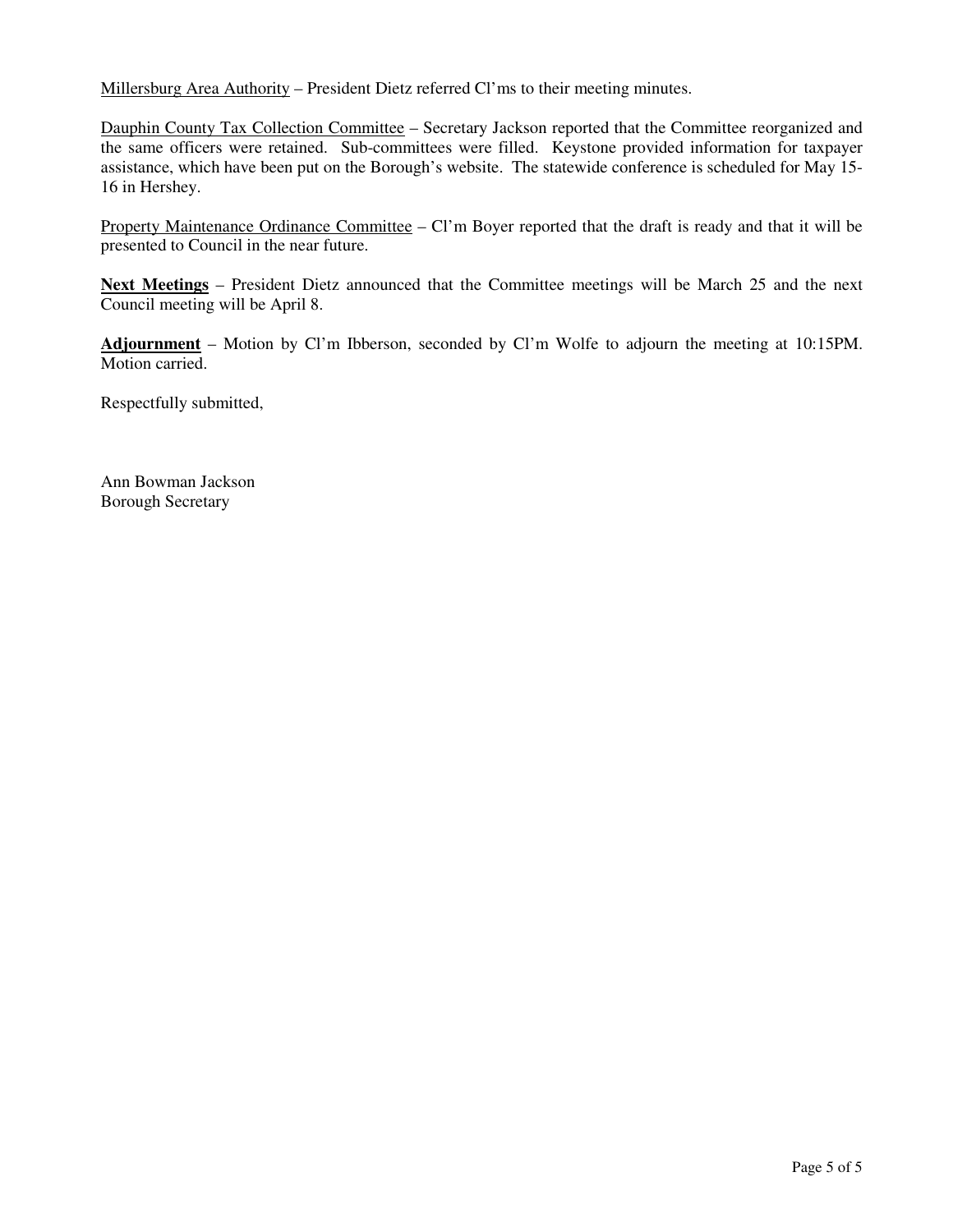Millersburg Area Authority – President Dietz referred Cl'ms to their meeting minutes.

Dauphin County Tax Collection Committee – Secretary Jackson reported that the Committee reorganized and the same officers were retained. Sub-committees were filled. Keystone provided information for taxpayer assistance, which have been put on the Borough's website. The statewide conference is scheduled for May 15-16 in Hershey.

Property Maintenance Ordinance Committee – Cl'm Boyer reported that the draft is ready and that it will be presented to Council in the near future.

**Next Meetings** – President Dietz announced that the Committee meetings will be March 25 and the next Council meeting will be April 8.

**Adjournment** – Motion by Cl'm Ibberson, seconded by Cl'm Wolfe to adjourn the meeting at 10:15PM. Motion carried.

Respectfully submitted,

Ann Bowman Jackson
Borough Secretary